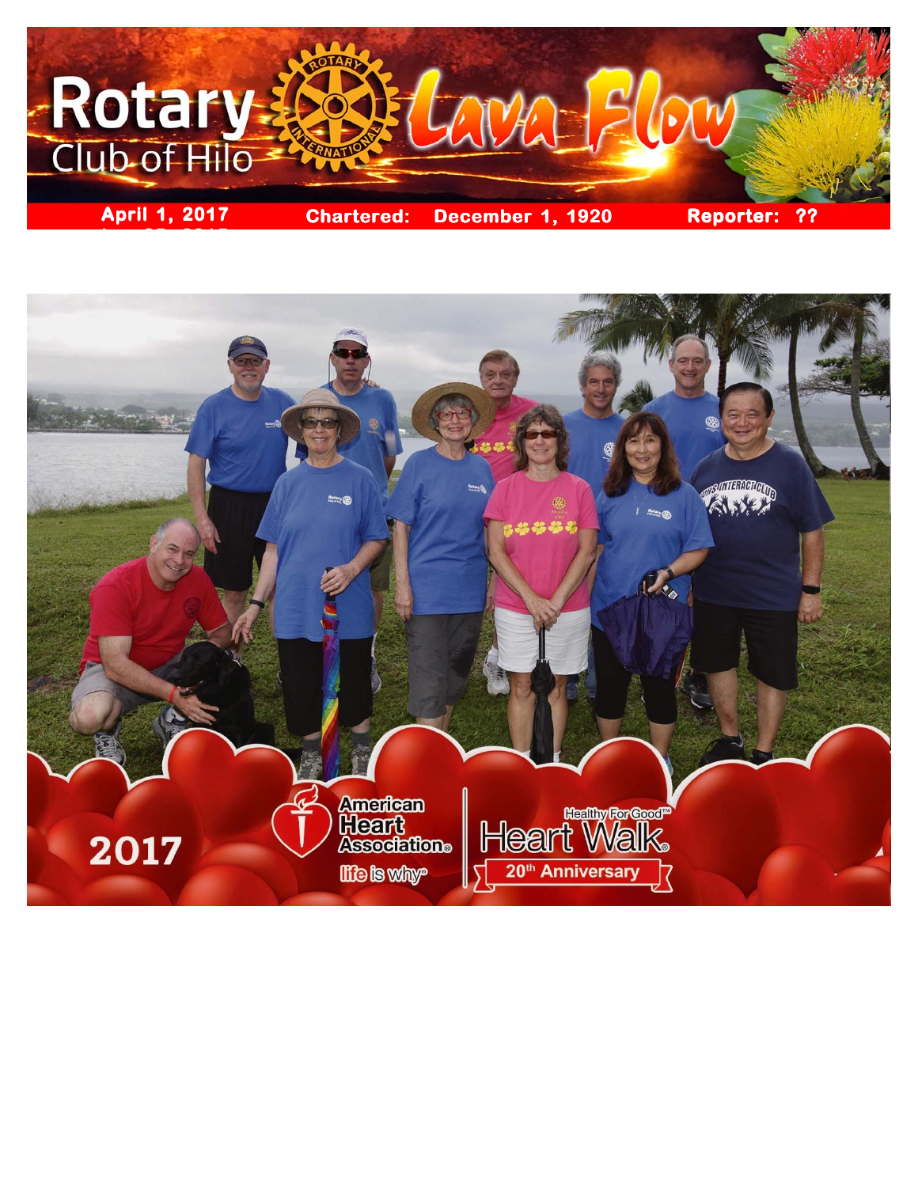Rotary Club of Hilo — Lava Flow

April 1, 2017 | Chartered: December 1, 1920 | Reporter: ??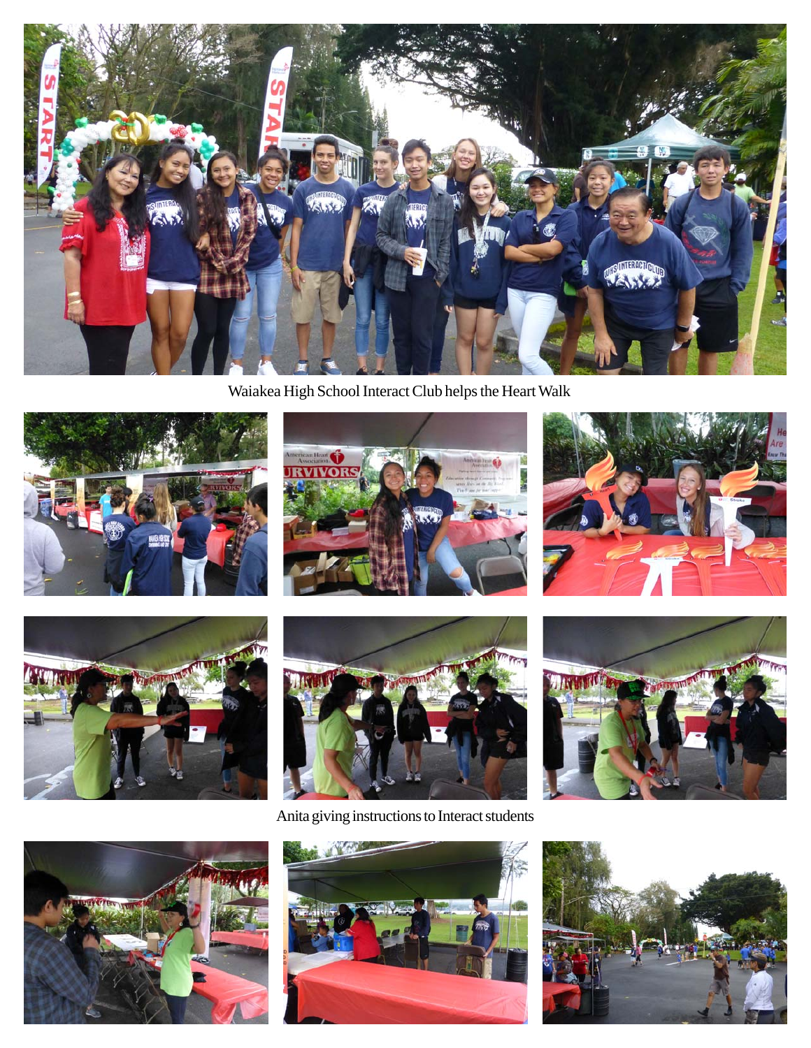Waiakea High School Interact Club helps the Heart Walk

Anita giving instructions to Interact students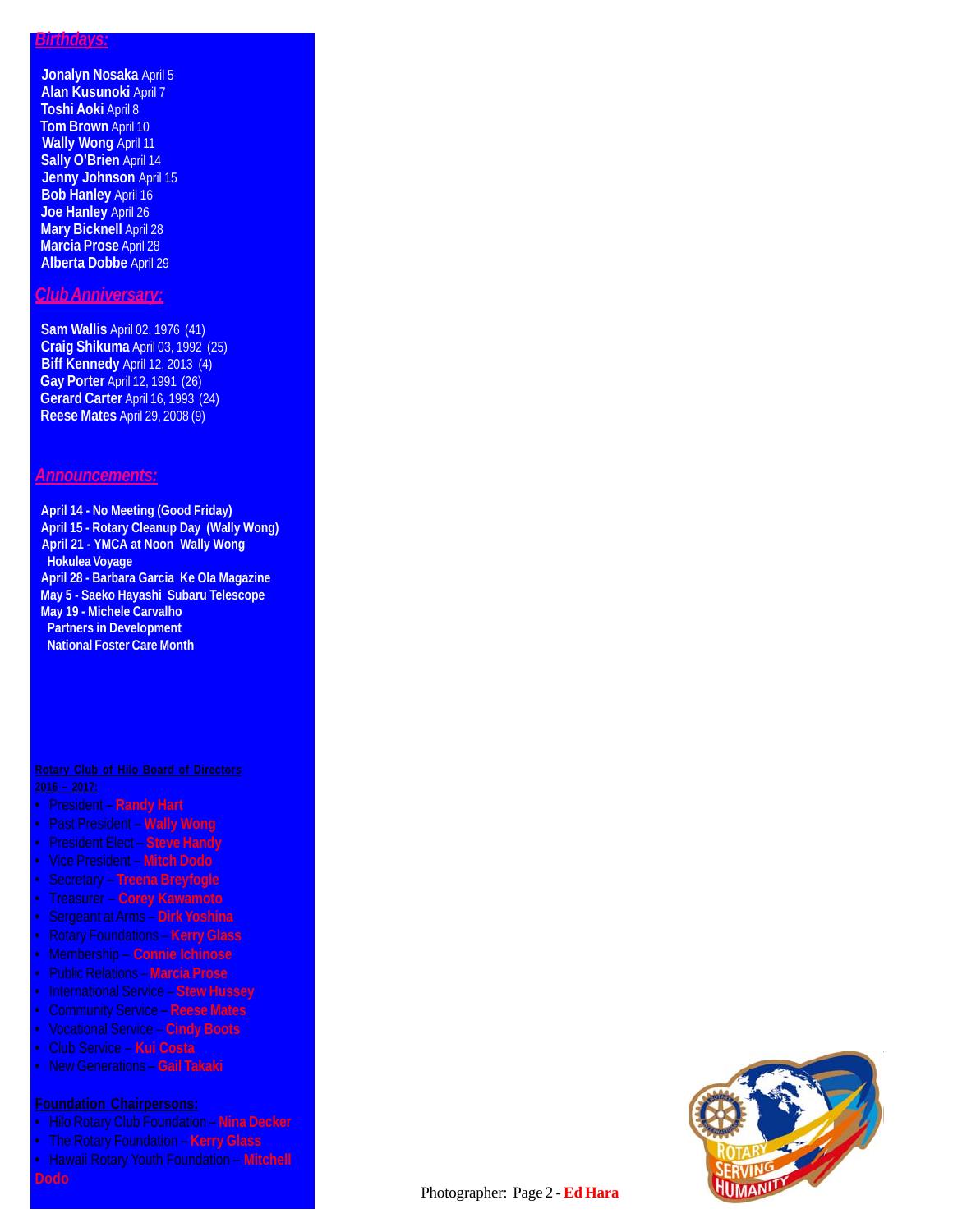## *Birthdays:*

**Jonalyn Nosaka** April 5
**Alan Kusunoki** April 7
**Toshi Aoki** April 8
**Tom Brown** April 10
**Wally Wong** April 11
**Sally O'Brien** April 14
**Jenny Johnson** April 15
**Bob Hanley** April 16
**Joe Hanley** April 26
**Mary Bicknell** April 28
**Marcia Prose** April 28
**Alberta Dobbe** April 29

## *Club Anniversary:*

**Sam Wallis** April 02, 1976 (41)
**Craig Shikuma** April 03, 1992 (25)
**Biff Kennedy** April 12, 2013 (4)
**Gay Porter** April 12, 1991 (26)
**Gerard Carter** April 16, 1993 (24)
**Reese Mates** April 29, 2008 (9)

## *Announcements:*

**April 14 - No Meeting (Good Friday)**
**April 15 - Rotary Cleanup Day (Wally Wong)**
**April 21 - YMCA at Noon Wally Wong**
**Hokulea Voyage**
**April 28 - Barbara Garcia Ke Ola Magazine**
**May 5 - Saeko Hayashi Subaru Telescope**
**May 19 - Michele Carvalho**
**Partners in Development**
**National Foster Care Month**

**Rotary Club of Hilo Board of Directors 2016 – 2017:**

- President – **Randy Hart**
- Past President – **Wally Wong**
- President Elect – **Steve Handy**
- Vice President – **Mitch Dodo**
- Secretary – **Treena Breyfogle**
- Treasurer – **Corey Kawamoto**
- Sergeant at Arms – **Dirk Yoshina**
- Rotary Foundations – **Kerry Glass**
- Membership – **Connie Ichinose**
- Public Relations – **Marcia Prose**
- International Service – **Stew Hussey**
- Community Service – **Reese Mates**
- Vocational Service – **Cindy Boots**
- Club Service – **Kui Costa**
- New Generations – **Gail Takaki**

**Foundation Chairpersons:**

- Hilo Rotary Club Foundation – **Nina Decker**
- The Rotary Foundation – **Kerry Glass**
- Hawaii Rotary Youth Foundation – **Mitchell Dodo**

Photographer: Page 2 - **Ed Hara**